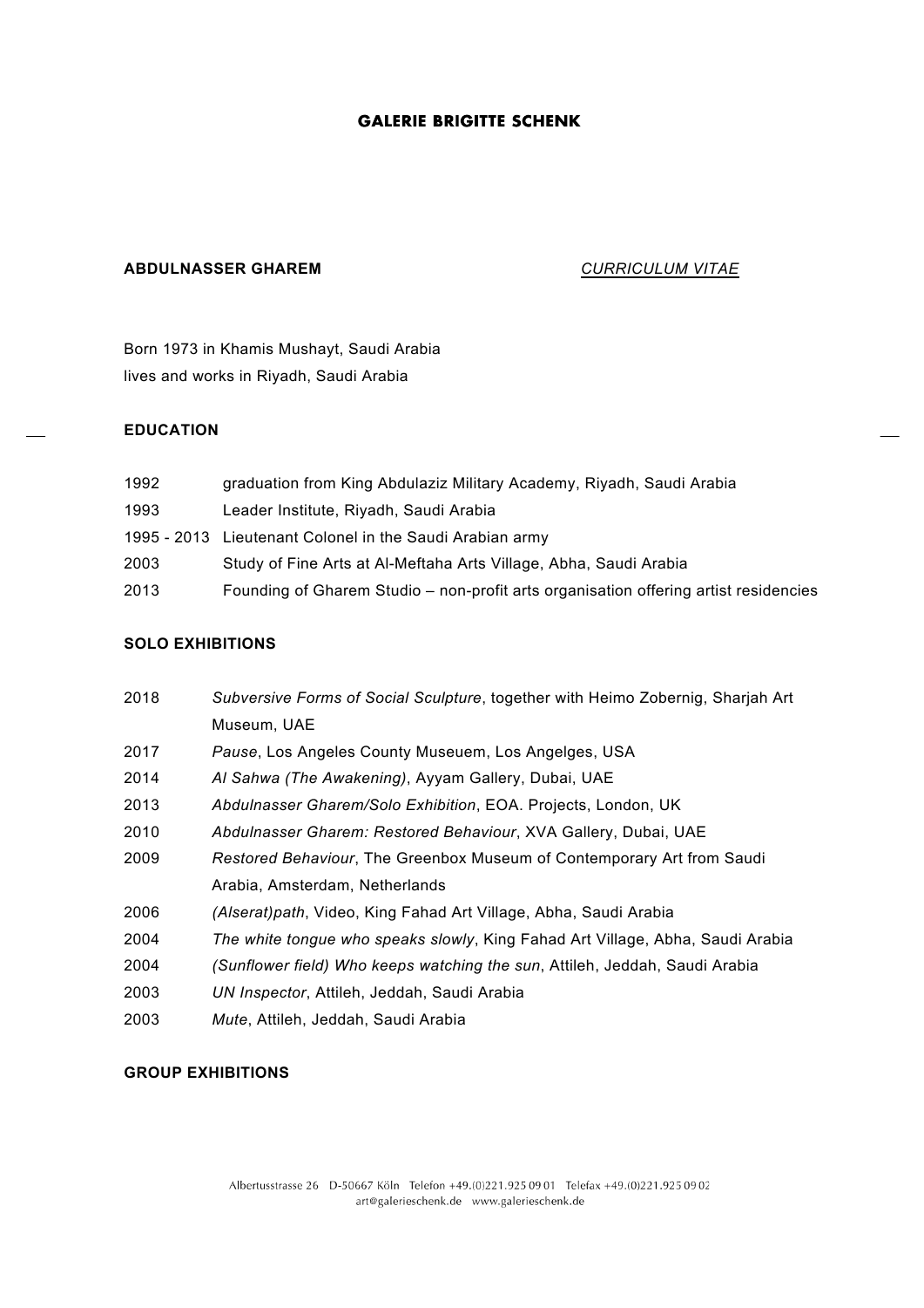**GALERIE BRIGITTE SCHENK**

**ABDULNASSER GHAREM** *CURRICULUM VITAE*

Born 1973 in Khamis Mushayt, Saudi Arabia
lives and works in Riyadh, Saudi Arabia

**EDUCATION**

1992 graduation from King Abdulaziz Military Academy, Riyadh, Saudi Arabia
1993 Leader Institute, Riyadh, Saudi Arabia
1995 - 2013 Lieutenant Colonel in the Saudi Arabian army
2003 Study of Fine Arts at Al-Meftaha Arts Village, Abha, Saudi Arabia
2013 Founding of Gharem Studio – non-profit arts organisation offering artist residencies

**SOLO EXHIBITIONS**

2018 *Subversive Forms of Social Sculpture*, together with Heimo Zobernig, Sharjah Art Museum, UAE
2017 *Pause*, Los Angeles County Museuem, Los Angelges, USA
2014 *Al Sahwa (The Awakening)*, Ayyam Gallery, Dubai, UAE
2013 *Abdulnasser Gharem/Solo Exhibition*, EOA. Projects, London, UK
2010 *Abdulnasser Gharem: Restored Behaviour*, XVA Gallery, Dubai, UAE
2009 *Restored Behaviour*, The Greenbox Museum of Contemporary Art from Saudi Arabia, Amsterdam, Netherlands
2006 *(Alserat)path*, Video, King Fahad Art Village, Abha, Saudi Arabia
2004 *The white tongue who speaks slowly*, King Fahad Art Village, Abha, Saudi Arabia
2004 *(Sunflower field) Who keeps watching the sun*, Attileh, Jeddah, Saudi Arabia
2003 *UN Inspector*, Attileh, Jeddah, Saudi Arabia
2003 *Mute*, Attileh, Jeddah, Saudi Arabia

**GROUP EXHIBITIONS**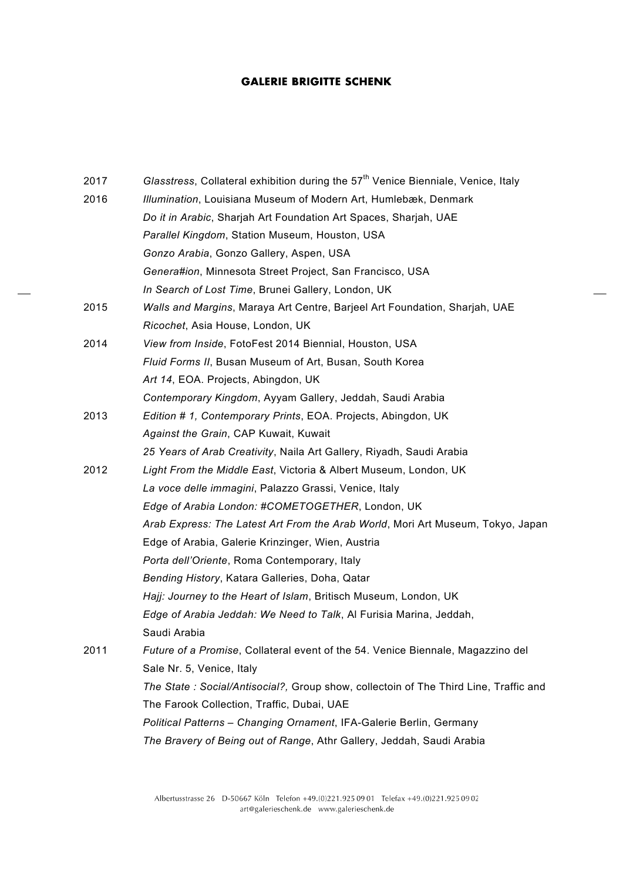| | |
|---|---|
| 2017 | *Glasstress*, Collateral exhibition during the 57th Venice Bienniale, Venice, Italy |
| 2016 | *Illumination*, Louisiana Museum of Modern Art, Humlebæk, Denmark |
| | *Do it in Arabic*, Sharjah Art Foundation Art Spaces, Sharjah, UAE |
| | *Parallel Kingdom*, Station Museum, Houston, USA |
| | *Gonzo Arabia*, Gonzo Gallery, Aspen, USA |
| | *Genera#ion*, Minnesota Street Project, San Francisco, USA |
| | *In Search of Lost Time*, Brunei Gallery, London, UK |
| 2015 | *Walls and Margins*, Maraya Art Centre, Barjeel Art Foundation, Sharjah, UAE |
| | *Ricochet*, Asia House, London, UK |
| 2014 | *View from Inside*, FotoFest 2014 Biennial, Houston, USA |
| | *Fluid Forms II*, Busan Museum of Art, Busan, South Korea |
| | *Art 14*, EOA. Projects, Abingdon, UK |
| | *Contemporary Kingdom*, Ayyam Gallery, Jeddah, Saudi Arabia |
| 2013 | *Edition # 1, Contemporary Prints*, EOA. Projects, Abingdon, UK |
| | *Against the Grain*, CAP Kuwait, Kuwait |
| | *25 Years of Arab Creativity*, Naila Art Gallery, Riyadh, Saudi Arabia |
| 2012 | *Light From the Middle East*, Victoria & Albert Museum, London, UK |
| | *La voce delle immagini*, Palazzo Grassi, Venice, Italy |
| | *Edge of Arabia London: #COMETOGETHER*, London, UK |
| | *Arab Express: The Latest Art From the Arab World*, Mori Art Museum, Tokyo, Japan |
| | Edge of Arabia, Galerie Krinzinger, Wien, Austria |
| | *Porta dell'Oriente*, Roma Contemporary, Italy |
| | *Bending History*, Katara Galleries, Doha, Qatar |
| | *Hajj: Journey to the Heart of Islam*, Britisch Museum, London, UK |
| | *Edge of Arabia Jeddah: We Need to Talk*, Al Furisia Marina, Jeddah, Saudi Arabia |
| 2011 | *Future of a Promise*, Collateral event of the 54. Venice Biennale, Magazzino del Sale Nr. 5, Venice, Italy |
| | *The State : Social/Antisocial?,* Group show, collectoin of The Third Line, Traffic and The Farook Collection, Traffic, Dubai, UAE |
| | *Political Patterns – Changing Ornament*, IFA-Galerie Berlin, Germany |
| | *The Bravery of Being out of Range*, Athr Gallery, Jeddah, Saudi Arabia |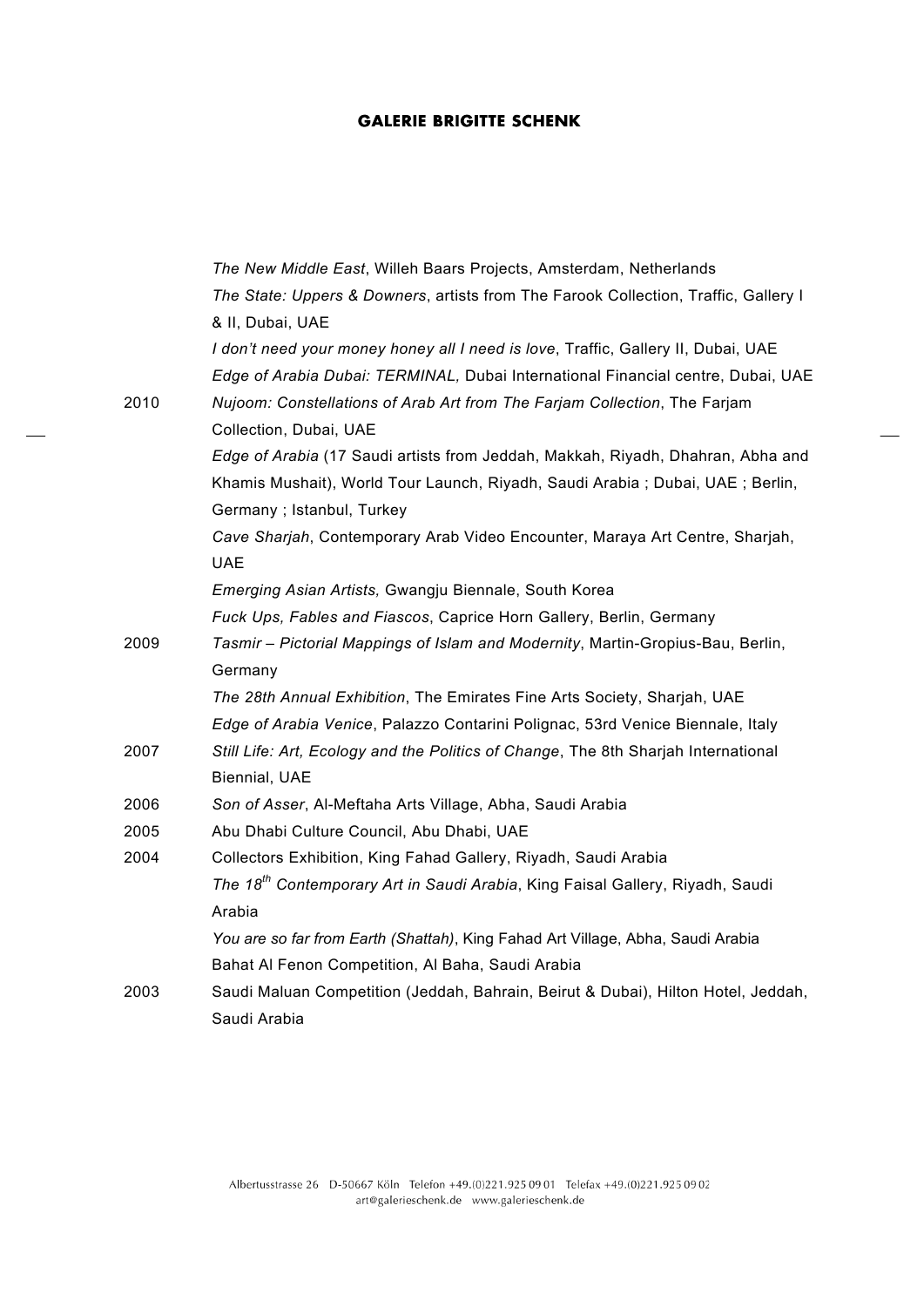| | |
|---|---|
| | *The New Middle East*, Willeh Baars Projects, Amsterdam, Netherlands |
| | *The State: Uppers & Downers*, artists from The Farook Collection, Traffic, Gallery I & II, Dubai, UAE |
| | *I don't need your money honey all I need is love*, Traffic, Gallery II, Dubai, UAE |
| | *Edge of Arabia Dubai: TERMINAL,* Dubai International Financial centre, Dubai, UAE |
| 2010 | *Nujoom: Constellations of Arab Art from The Farjam Collection*, The Farjam Collection, Dubai, UAE |
| | *Edge of Arabia* (17 Saudi artists from Jeddah, Makkah, Riyadh, Dhahran, Abha and Khamis Mushait), World Tour Launch, Riyadh, Saudi Arabia ; Dubai, UAE ; Berlin, Germany ; Istanbul, Turkey |
| | *Cave Sharjah*, Contemporary Arab Video Encounter, Maraya Art Centre, Sharjah, UAE |
| | *Emerging Asian Artists,* Gwangju Biennale, South Korea |
| | *Fuck Ups, Fables and Fiascos*, Caprice Horn Gallery, Berlin, Germany |
| 2009 | *Tasmir – Pictorial Mappings of Islam and Modernity*, Martin-Gropius-Bau, Berlin, Germany |
| | *The 28th Annual Exhibition*, The Emirates Fine Arts Society, Sharjah, UAE |
| | *Edge of Arabia Venice*, Palazzo Contarini Polignac, 53rd Venice Biennale, Italy |
| 2007 | *Still Life: Art, Ecology and the Politics of Change*, The 8th Sharjah International Biennial, UAE |
| 2006 | *Son of Asser*, Al-Meftaha Arts Village, Abha, Saudi Arabia |
| 2005 | Abu Dhabi Culture Council, Abu Dhabi, UAE |
| 2004 | Collectors Exhibition, King Fahad Gallery, Riyadh, Saudi Arabia |
| | *The 18th Contemporary Art in Saudi Arabia*, King Faisal Gallery, Riyadh, Saudi Arabia |
| | *You are so far from Earth (Shattah)*, King Fahad Art Village, Abha, Saudi Arabia |
| | Bahat Al Fenon Competition, Al Baha, Saudi Arabia |
| 2003 | Saudi Maluan Competition (Jeddah, Bahrain, Beirut & Dubai), Hilton Hotel, Jeddah, Saudi Arabia |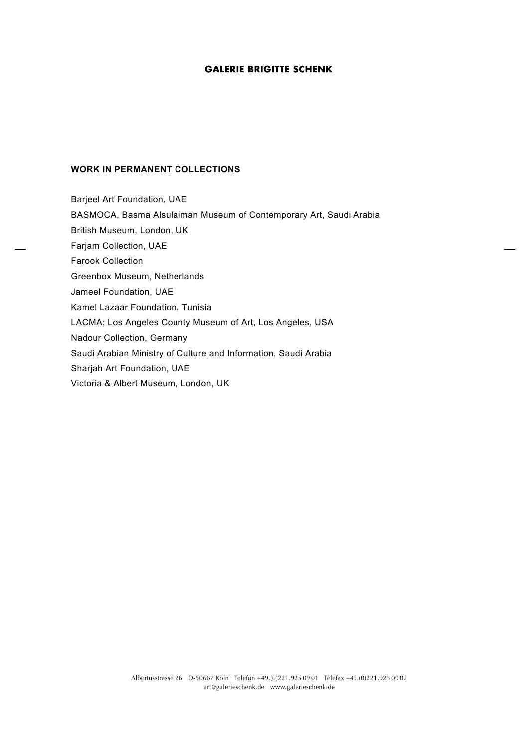## WORK IN PERMANENT COLLECTIONS

Barjeel Art Foundation, UAE
BASMOCA, Basma Alsulaiman Museum of Contemporary Art, Saudi Arabia
British Museum, London, UK
Farjam Collection, UAE
Farook Collection
Greenbox Museum, Netherlands
Jameel Foundation, UAE
Kamel Lazaar Foundation, Tunisia
LACMA; Los Angeles County Museum of Art, Los Angeles, USA
Nadour Collection, Germany
Saudi Arabian Ministry of Culture and Information, Saudi Arabia
Sharjah Art Foundation, UAE
Victoria & Albert Museum, London, UK